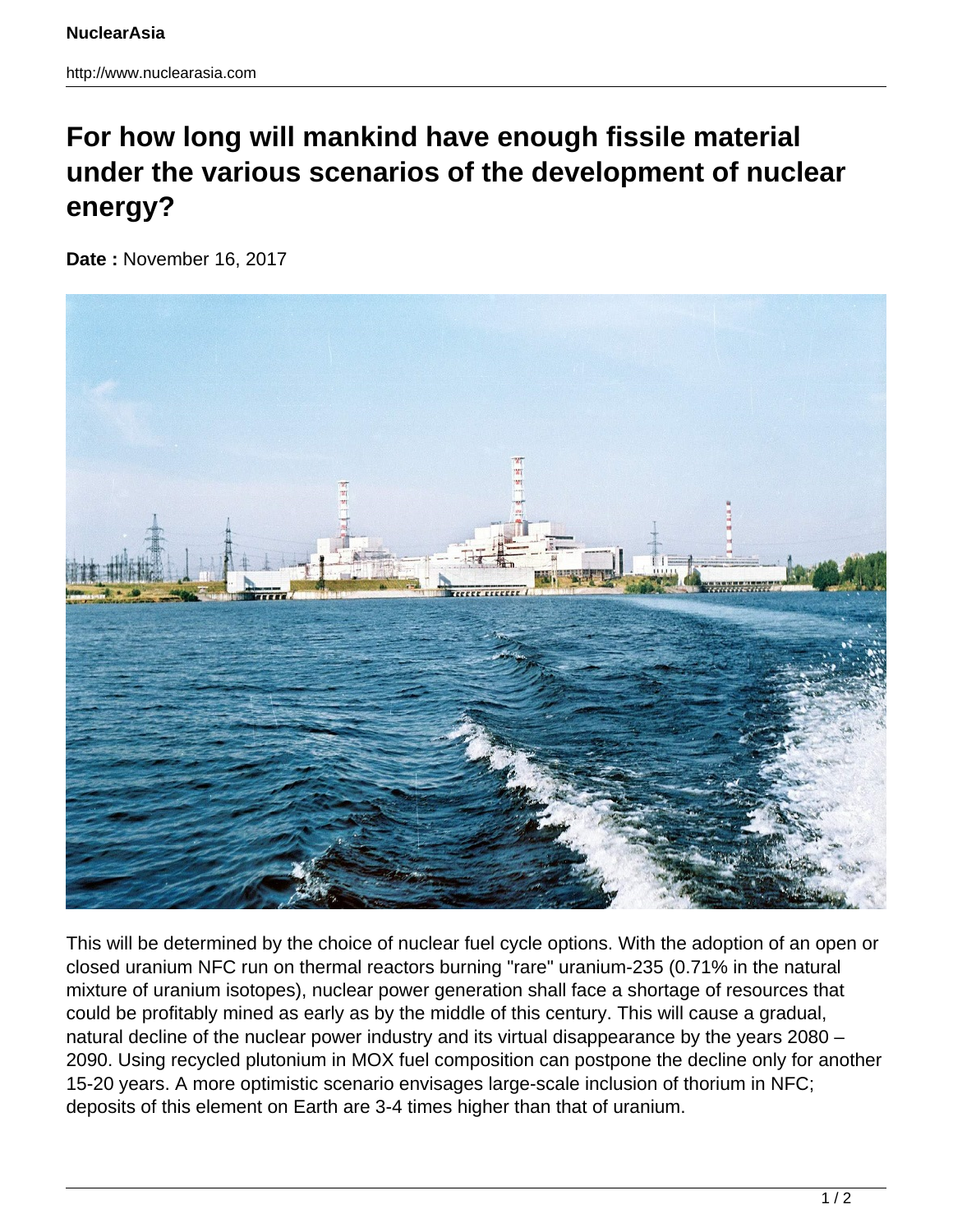# For how long will mankind have enough fissile material under the various scenarios of the development of nuclear energy?

**Date :** November 16, 2017

This will be determined by the choice of nuclear fuel cycle options. With the adoption of an open or closed uranium NFC run on thermal reactors burning "rare" uranium-235 (0.71% in the natural mixture of uranium isotopes), nuclear power generation shall face a shortage of resources that could be profitably mined as early as by the middle of this century. This will cause a gradual, natural decline of the nuclear power industry and its virtual disappearance by the years 2080 – 2090. Using recycled plutonium in MOX fuel composition can postpone the decline only for another 15-20 years. A more optimistic scenario envisages large-scale inclusion of thorium in NFC; deposits of this element on Earth are 3-4 times higher than that of uranium.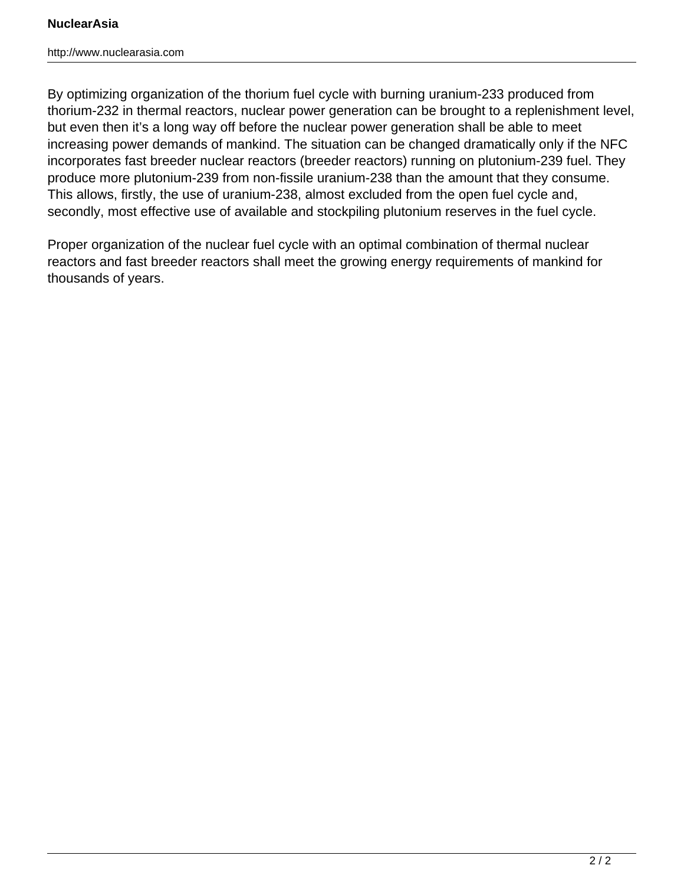By optimizing organization of the thorium fuel cycle with burning uranium-233 produced from thorium-232 in thermal reactors, nuclear power generation can be brought to a replenishment level, but even then it's a long way off before the nuclear power generation shall be able to meet increasing power demands of mankind. The situation can be changed dramatically only if the NFC incorporates fast breeder nuclear reactors (breeder reactors) running on plutonium-239 fuel. They produce more plutonium-239 from non-fissile uranium-238 than the amount that they consume. This allows, firstly, the use of uranium-238, almost excluded from the open fuel cycle and, secondly, most effective use of available and stockpiling plutonium reserves in the fuel cycle.

Proper organization of the nuclear fuel cycle with an optimal combination of thermal nuclear reactors and fast breeder reactors shall meet the growing energy requirements of mankind for thousands of years.